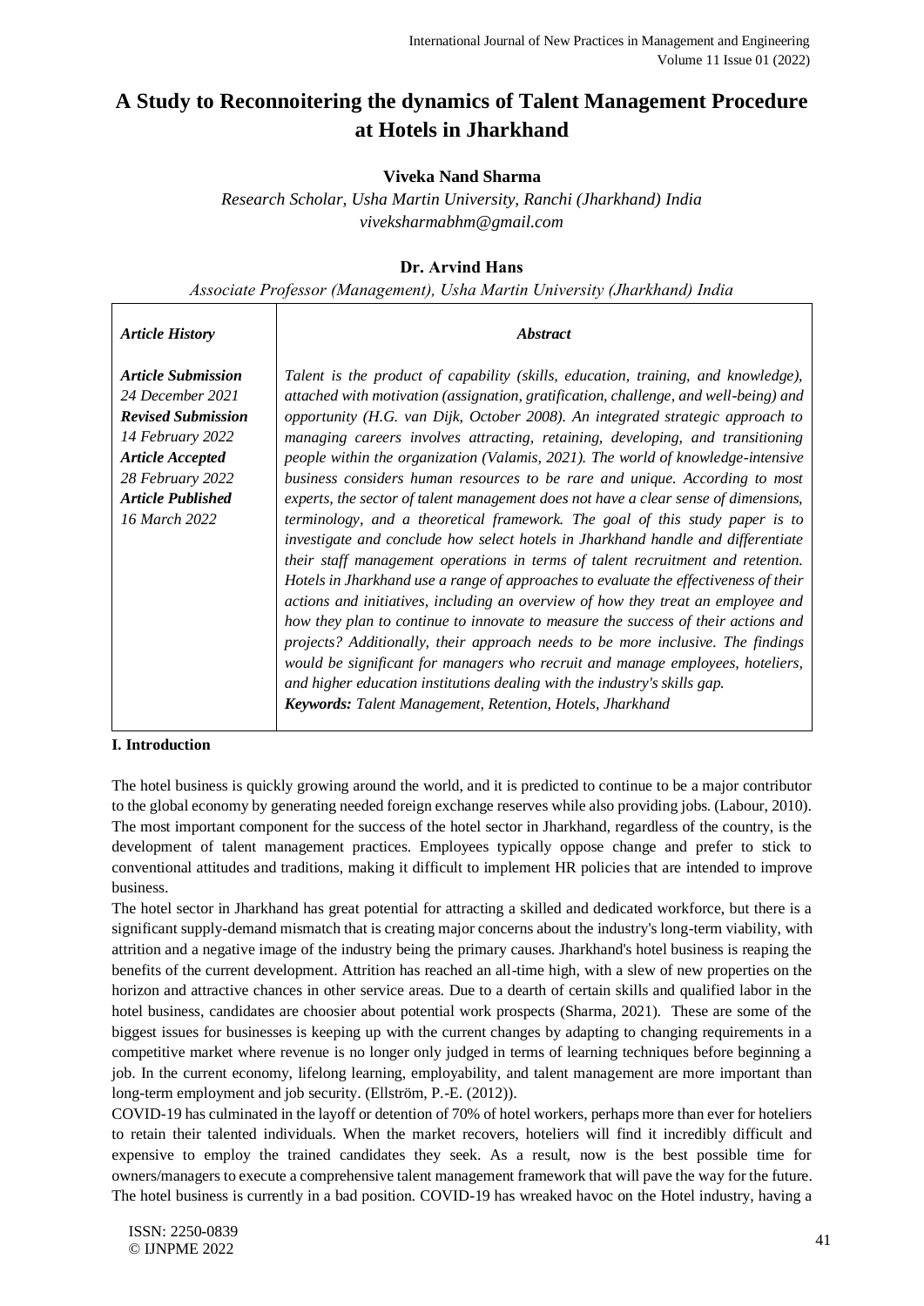# A Study to Reconnoitering the dynamics of Talent Management Procedure at Hotels in Jharkhand

**Viveka Nand Sharma**

*Research Scholar, Usha Martin University, Ranchi (Jharkhand) India*
*viveksharmabhm@gmail.com*

**Dr. Arvind Hans**

*Associate Professor (Management), Usha Martin University (Jharkhand) India*

| *Article History* | *Abstract* |
|---|---|
| ***Article Submission*** *24 December 2021* ***Revised Submission*** *14 February 2022* ***Article Accepted*** *28 February 2022* ***Article Published*** *16 March 2022* | *Talent is the product of capability (skills, education, training, and knowledge), attached with motivation (assignation, gratification, challenge, and well-being) and opportunity (H.G. van Dijk, October 2008). An integrated strategic approach to managing careers involves attracting, retaining, developing, and transitioning people within the organization (Valamis, 2021). The world of knowledge-intensive business considers human resources to be rare and unique. According to most experts, the sector of talent management does not have a clear sense of dimensions, terminology, and a theoretical framework. The goal of this study paper is to investigate and conclude how select hotels in Jharkhand handle and differentiate their staff management operations in terms of talent recruitment and retention. Hotels in Jharkhand use a range of approaches to evaluate the effectiveness of their actions and initiatives, including an overview of how they treat an employee and how they plan to continue to innovate to measure the success of their actions and projects? Additionally, their approach needs to be more inclusive. The findings would be significant for managers who recruit and manage employees, hoteliers, and higher education institutions dealing with the industry's skills gap.* ***Keywords:*** *Talent Management, Retention, Hotels, Jharkhand* |

## I. Introduction

The hotel business is quickly growing around the world, and it is predicted to continue to be a major contributor to the global economy by generating needed foreign exchange reserves while also providing jobs. (Labour, 2010). The most important component for the success of the hotel sector in Jharkhand, regardless of the country, is the development of talent management practices. Employees typically oppose change and prefer to stick to conventional attitudes and traditions, making it difficult to implement HR policies that are intended to improve business.

The hotel sector in Jharkhand has great potential for attracting a skilled and dedicated workforce, but there is a significant supply-demand mismatch that is creating major concerns about the industry's long-term viability, with attrition and a negative image of the industry being the primary causes. Jharkhand's hotel business is reaping the benefits of the current development. Attrition has reached an all-time high, with a slew of new properties on the horizon and attractive chances in other service areas. Due to a dearth of certain skills and qualified labor in the hotel business, candidates are choosier about potential work prospects (Sharma, 2021). These are some of the biggest issues for businesses is keeping up with the current changes by adapting to changing requirements in a competitive market where revenue is no longer only judged in terms of learning techniques before beginning a job. In the current economy, lifelong learning, employability, and talent management are more important than long-term employment and job security. (Ellström, P.-E. (2012)).

COVID-19 has culminated in the layoff or detention of 70% of hotel workers, perhaps more than ever for hoteliers to retain their talented individuals. When the market recovers, hoteliers will find it incredibly difficult and expensive to employ the trained candidates they seek. As a result, now is the best possible time for owners/managers to execute a comprehensive talent management framework that will pave the way for the future. The hotel business is currently in a bad position. COVID-19 has wreaked havoc on the Hotel industry, having a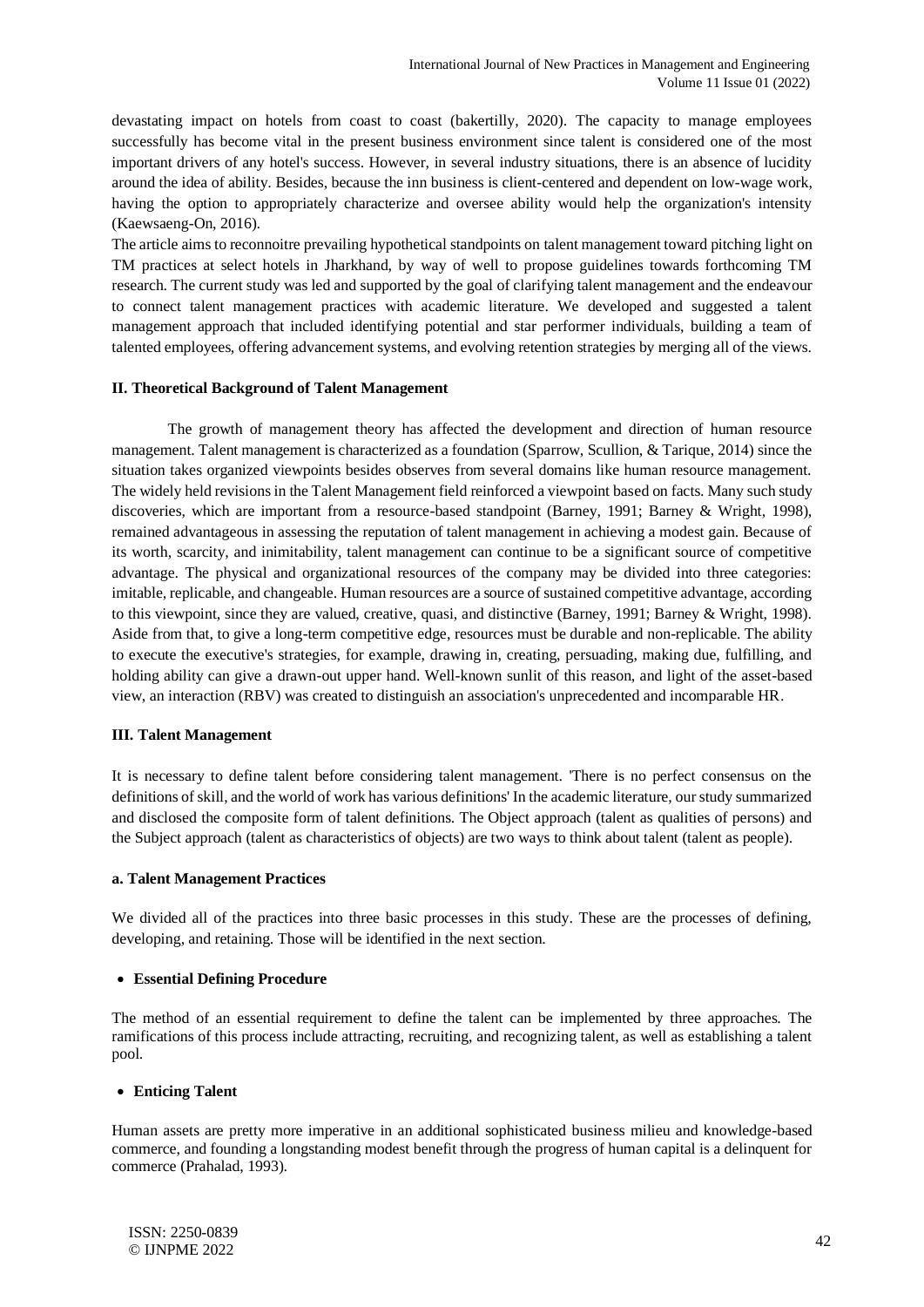devastating impact on hotels from coast to coast (bakertilly, 2020). The capacity to manage employees successfully has become vital in the present business environment since talent is considered one of the most important drivers of any hotel's success. However, in several industry situations, there is an absence of lucidity around the idea of ability. Besides, because the inn business is client-centered and dependent on low-wage work, having the option to appropriately characterize and oversee ability would help the organization's intensity (Kaewsaeng-On, 2016).

The article aims to reconnoitre prevailing hypothetical standpoints on talent management toward pitching light on TM practices at select hotels in Jharkhand, by way of well to propose guidelines towards forthcoming TM research. The current study was led and supported by the goal of clarifying talent management and the endeavour to connect talent management practices with academic literature. We developed and suggested a talent management approach that included identifying potential and star performer individuals, building a team of talented employees, offering advancement systems, and evolving retention strategies by merging all of the views.

## II. Theoretical Background of Talent Management

The growth of management theory has affected the development and direction of human resource management. Talent management is characterized as a foundation (Sparrow, Scullion, & Tarique, 2014) since the situation takes organized viewpoints besides observes from several domains like human resource management. The widely held revisions in the Talent Management field reinforced a viewpoint based on facts. Many such study discoveries, which are important from a resource-based standpoint (Barney, 1991; Barney & Wright, 1998), remained advantageous in assessing the reputation of talent management in achieving a modest gain. Because of its worth, scarcity, and inimitability, talent management can continue to be a significant source of competitive advantage. The physical and organizational resources of the company may be divided into three categories: imitable, replicable, and changeable. Human resources are a source of sustained competitive advantage, according to this viewpoint, since they are valued, creative, quasi, and distinctive (Barney, 1991; Barney & Wright, 1998). Aside from that, to give a long-term competitive edge, resources must be durable and non-replicable. The ability to execute the executive's strategies, for example, drawing in, creating, persuading, making due, fulfilling, and holding ability can give a drawn-out upper hand. Well-known sunlit of this reason, and light of the asset-based view, an interaction (RBV) was created to distinguish an association's unprecedented and incomparable HR.

## III. Talent Management

It is necessary to define talent before considering talent management. 'There is no perfect consensus on the definitions of skill, and the world of work has various definitions' In the academic literature, our study summarized and disclosed the composite form of talent definitions. The Object approach (talent as qualities of persons) and the Subject approach (talent as characteristics of objects) are two ways to think about talent (talent as people).

### a. Talent Management Practices

We divided all of the practices into three basic processes in this study. These are the processes of defining, developing, and retaining. Those will be identified in the next section.

- **Essential Defining Procedure**

The method of an essential requirement to define the talent can be implemented by three approaches. The ramifications of this process include attracting, recruiting, and recognizing talent, as well as establishing a talent pool.

- **Enticing Talent**

Human assets are pretty more imperative in an additional sophisticated business milieu and knowledge-based commerce, and founding a longstanding modest benefit through the progress of human capital is a delinquent for commerce (Prahalad, 1993).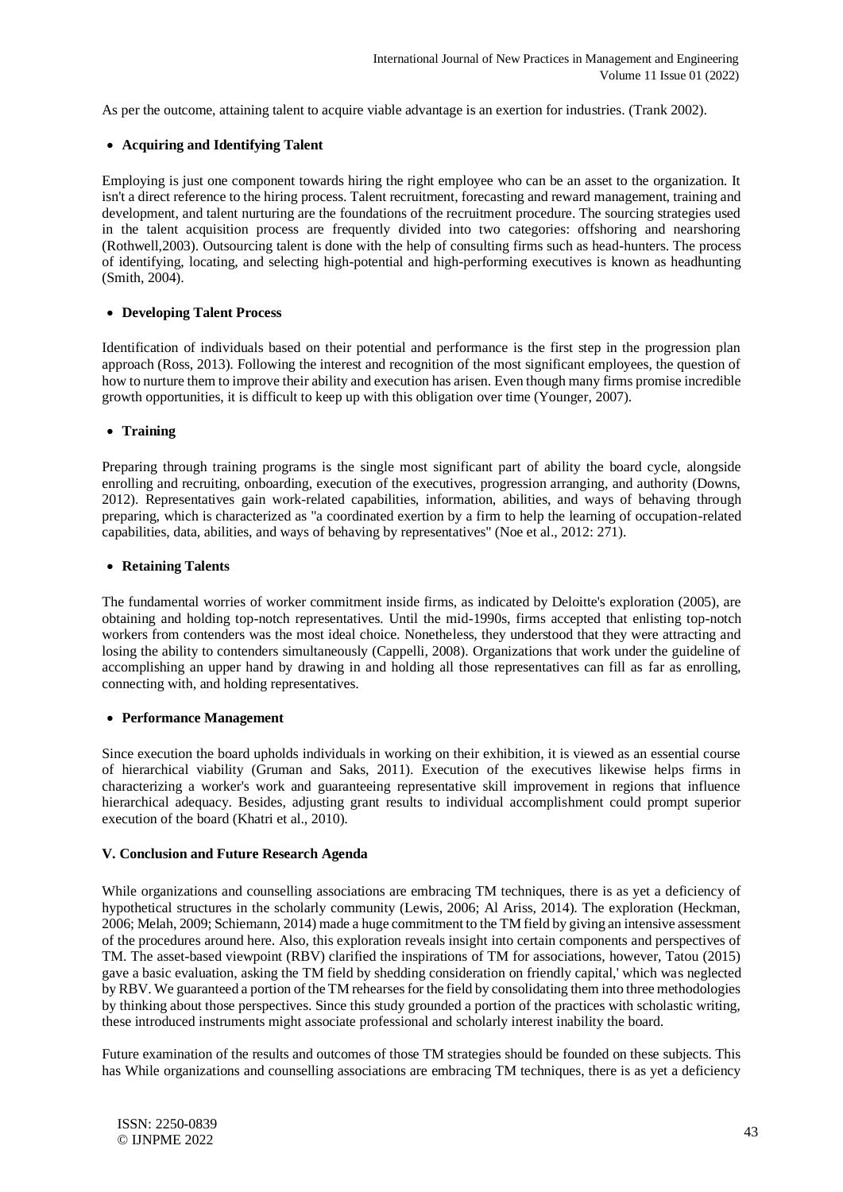As per the outcome, attaining talent to acquire viable advantage is an exertion for industries. (Trank 2002).

- **Acquiring and Identifying Talent**

Employing is just one component towards hiring the right employee who can be an asset to the organization. It isn't a direct reference to the hiring process. Talent recruitment, forecasting and reward management, training and development, and talent nurturing are the foundations of the recruitment procedure. The sourcing strategies used in the talent acquisition process are frequently divided into two categories: offshoring and nearshoring (Rothwell,2003). Outsourcing talent is done with the help of consulting firms such as head-hunters. The process of identifying, locating, and selecting high-potential and high-performing executives is known as headhunting (Smith, 2004).

- **Developing Talent Process**

Identification of individuals based on their potential and performance is the first step in the progression plan approach (Ross, 2013). Following the interest and recognition of the most significant employees, the question of how to nurture them to improve their ability and execution has arisen. Even though many firms promise incredible growth opportunities, it is difficult to keep up with this obligation over time (Younger, 2007).

- **Training**

Preparing through training programs is the single most significant part of ability the board cycle, alongside enrolling and recruiting, onboarding, execution of the executives, progression arranging, and authority (Downs, 2012). Representatives gain work-related capabilities, information, abilities, and ways of behaving through preparing, which is characterized as "a coordinated exertion by a firm to help the learning of occupation-related capabilities, data, abilities, and ways of behaving by representatives" (Noe et al., 2012: 271).

- **Retaining Talents**

The fundamental worries of worker commitment inside firms, as indicated by Deloitte's exploration (2005), are obtaining and holding top-notch representatives. Until the mid-1990s, firms accepted that enlisting top-notch workers from contenders was the most ideal choice. Nonetheless, they understood that they were attracting and losing the ability to contenders simultaneously (Cappelli, 2008). Organizations that work under the guideline of accomplishing an upper hand by drawing in and holding all those representatives can fill as far as enrolling, connecting with, and holding representatives.

- **Performance Management**

Since execution the board upholds individuals in working on their exhibition, it is viewed as an essential course of hierarchical viability (Gruman and Saks, 2011). Execution of the executives likewise helps firms in characterizing a worker's work and guaranteeing representative skill improvement in regions that influence hierarchical adequacy. Besides, adjusting grant results to individual accomplishment could prompt superior execution of the board (Khatri et al., 2010).

## V. Conclusion and Future Research Agenda

While organizations and counselling associations are embracing TM techniques, there is as yet a deficiency of hypothetical structures in the scholarly community (Lewis, 2006; Al Ariss, 2014). The exploration (Heckman, 2006; Melah, 2009; Schiemann, 2014) made a huge commitment to the TM field by giving an intensive assessment of the procedures around here. Also, this exploration reveals insight into certain components and perspectives of TM. The asset-based viewpoint (RBV) clarified the inspirations of TM for associations, however, Tatou (2015) gave a basic evaluation, asking the TM field by shedding consideration on friendly capital,' which was neglected by RBV. We guaranteed a portion of the TM rehearses for the field by consolidating them into three methodologies by thinking about those perspectives. Since this study grounded a portion of the practices with scholastic writing, these introduced instruments might associate professional and scholarly interest inability the board.

Future examination of the results and outcomes of those TM strategies should be founded on these subjects. This has While organizations and counselling associations are embracing TM techniques, there is as yet a deficiency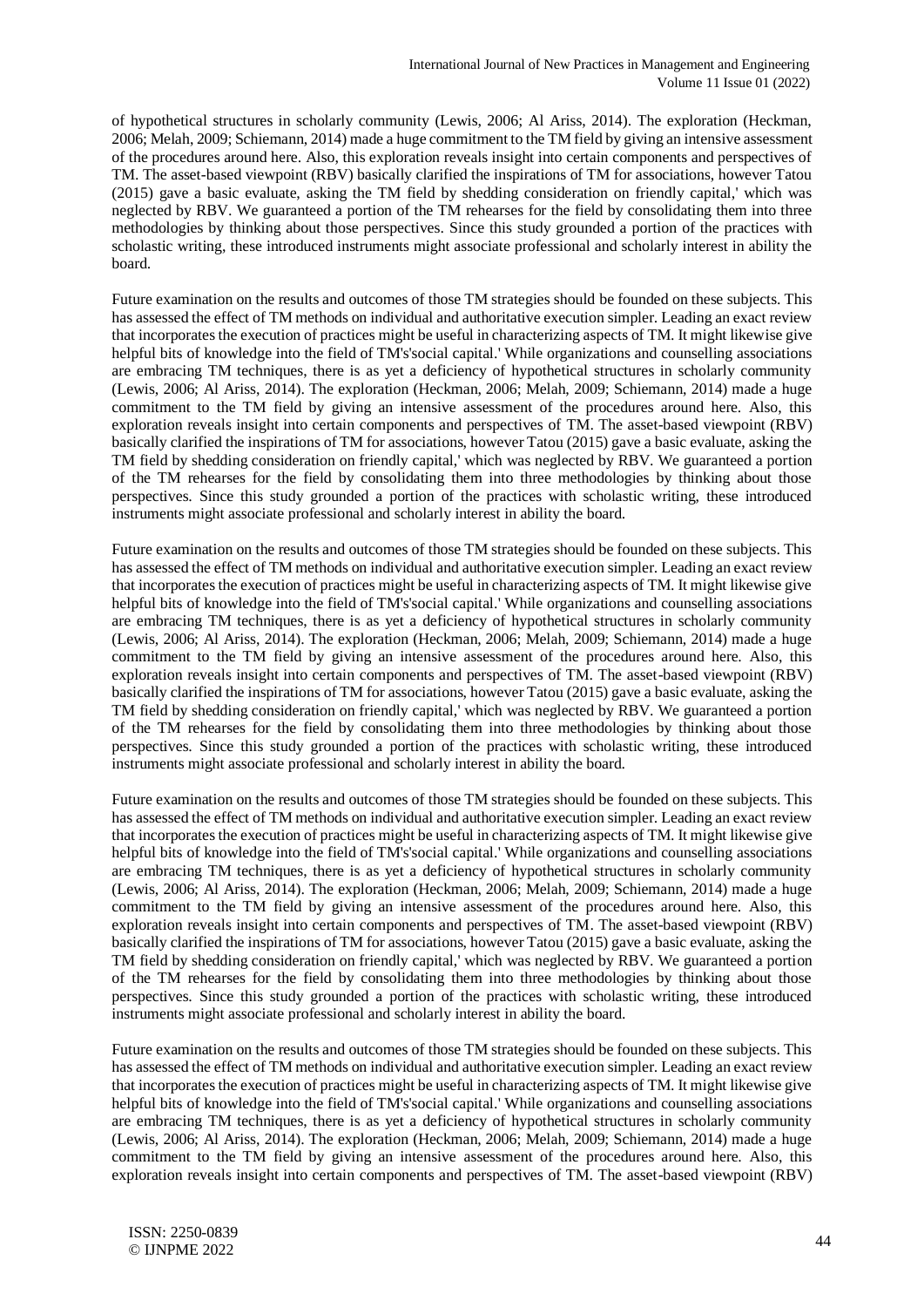of hypothetical structures in scholarly community (Lewis, 2006; Al Ariss, 2014). The exploration (Heckman, 2006; Melah, 2009; Schiemann, 2014) made a huge commitment to the TM field by giving an intensive assessment of the procedures around here. Also, this exploration reveals insight into certain components and perspectives of TM. The asset-based viewpoint (RBV) basically clarified the inspirations of TM for associations, however Tatou (2015) gave a basic evaluate, asking the TM field by shedding consideration on friendly capital,' which was neglected by RBV. We guaranteed a portion of the TM rehearses for the field by consolidating them into three methodologies by thinking about those perspectives. Since this study grounded a portion of the practices with scholastic writing, these introduced instruments might associate professional and scholarly interest in ability the board.

Future examination on the results and outcomes of those TM strategies should be founded on these subjects. This has assessed the effect of TM methods on individual and authoritative execution simpler. Leading an exact review that incorporates the execution of practices might be useful in characterizing aspects of TM. It might likewise give helpful bits of knowledge into the field of TM's'social capital.' While organizations and counselling associations are embracing TM techniques, there is as yet a deficiency of hypothetical structures in scholarly community (Lewis, 2006; Al Ariss, 2014). The exploration (Heckman, 2006; Melah, 2009; Schiemann, 2014) made a huge commitment to the TM field by giving an intensive assessment of the procedures around here. Also, this exploration reveals insight into certain components and perspectives of TM. The asset-based viewpoint (RBV) basically clarified the inspirations of TM for associations, however Tatou (2015) gave a basic evaluate, asking the TM field by shedding consideration on friendly capital,' which was neglected by RBV. We guaranteed a portion of the TM rehearses for the field by consolidating them into three methodologies by thinking about those perspectives. Since this study grounded a portion of the practices with scholastic writing, these introduced instruments might associate professional and scholarly interest in ability the board.

Future examination on the results and outcomes of those TM strategies should be founded on these subjects. This has assessed the effect of TM methods on individual and authoritative execution simpler. Leading an exact review that incorporates the execution of practices might be useful in characterizing aspects of TM. It might likewise give helpful bits of knowledge into the field of TM's'social capital.' While organizations and counselling associations are embracing TM techniques, there is as yet a deficiency of hypothetical structures in scholarly community (Lewis, 2006; Al Ariss, 2014). The exploration (Heckman, 2006; Melah, 2009; Schiemann, 2014) made a huge commitment to the TM field by giving an intensive assessment of the procedures around here. Also, this exploration reveals insight into certain components and perspectives of TM. The asset-based viewpoint (RBV) basically clarified the inspirations of TM for associations, however Tatou (2015) gave a basic evaluate, asking the TM field by shedding consideration on friendly capital,' which was neglected by RBV. We guaranteed a portion of the TM rehearses for the field by consolidating them into three methodologies by thinking about those perspectives. Since this study grounded a portion of the practices with scholastic writing, these introduced instruments might associate professional and scholarly interest in ability the board.

Future examination on the results and outcomes of those TM strategies should be founded on these subjects. This has assessed the effect of TM methods on individual and authoritative execution simpler. Leading an exact review that incorporates the execution of practices might be useful in characterizing aspects of TM. It might likewise give helpful bits of knowledge into the field of TM's'social capital.' While organizations and counselling associations are embracing TM techniques, there is as yet a deficiency of hypothetical structures in scholarly community (Lewis, 2006; Al Ariss, 2014). The exploration (Heckman, 2006; Melah, 2009; Schiemann, 2014) made a huge commitment to the TM field by giving an intensive assessment of the procedures around here. Also, this exploration reveals insight into certain components and perspectives of TM. The asset-based viewpoint (RBV) basically clarified the inspirations of TM for associations, however Tatou (2015) gave a basic evaluate, asking the TM field by shedding consideration on friendly capital,' which was neglected by RBV. We guaranteed a portion of the TM rehearses for the field by consolidating them into three methodologies by thinking about those perspectives. Since this study grounded a portion of the practices with scholastic writing, these introduced instruments might associate professional and scholarly interest in ability the board.

Future examination on the results and outcomes of those TM strategies should be founded on these subjects. This has assessed the effect of TM methods on individual and authoritative execution simpler. Leading an exact review that incorporates the execution of practices might be useful in characterizing aspects of TM. It might likewise give helpful bits of knowledge into the field of TM's'social capital.' While organizations and counselling associations are embracing TM techniques, there is as yet a deficiency of hypothetical structures in scholarly community (Lewis, 2006; Al Ariss, 2014). The exploration (Heckman, 2006; Melah, 2009; Schiemann, 2014) made a huge commitment to the TM field by giving an intensive assessment of the procedures around here. Also, this exploration reveals insight into certain components and perspectives of TM. The asset-based viewpoint (RBV)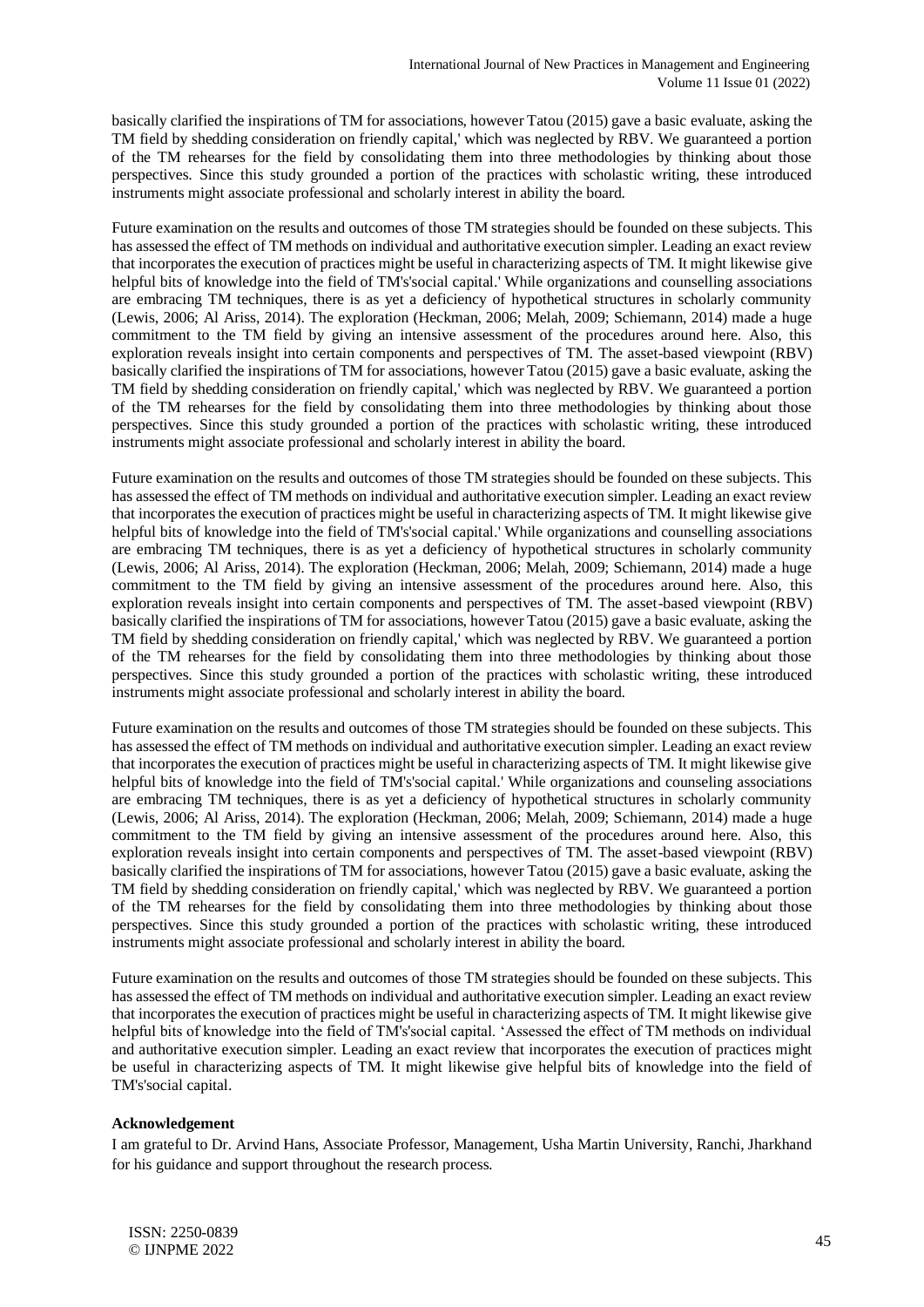basically clarified the inspirations of TM for associations, however Tatou (2015) gave a basic evaluate, asking the TM field by shedding consideration on friendly capital,' which was neglected by RBV. We guaranteed a portion of the TM rehearses for the field by consolidating them into three methodologies by thinking about those perspectives. Since this study grounded a portion of the practices with scholastic writing, these introduced instruments might associate professional and scholarly interest in ability the board.

Future examination on the results and outcomes of those TM strategies should be founded on these subjects. This has assessed the effect of TM methods on individual and authoritative execution simpler. Leading an exact review that incorporates the execution of practices might be useful in characterizing aspects of TM. It might likewise give helpful bits of knowledge into the field of TM's'social capital.' While organizations and counselling associations are embracing TM techniques, there is as yet a deficiency of hypothetical structures in scholarly community (Lewis, 2006; Al Ariss, 2014). The exploration (Heckman, 2006; Melah, 2009; Schiemann, 2014) made a huge commitment to the TM field by giving an intensive assessment of the procedures around here. Also, this exploration reveals insight into certain components and perspectives of TM. The asset-based viewpoint (RBV) basically clarified the inspirations of TM for associations, however Tatou (2015) gave a basic evaluate, asking the TM field by shedding consideration on friendly capital,' which was neglected by RBV. We guaranteed a portion of the TM rehearses for the field by consolidating them into three methodologies by thinking about those perspectives. Since this study grounded a portion of the practices with scholastic writing, these introduced instruments might associate professional and scholarly interest in ability the board.

Future examination on the results and outcomes of those TM strategies should be founded on these subjects. This has assessed the effect of TM methods on individual and authoritative execution simpler. Leading an exact review that incorporates the execution of practices might be useful in characterizing aspects of TM. It might likewise give helpful bits of knowledge into the field of TM's'social capital.' While organizations and counselling associations are embracing TM techniques, there is as yet a deficiency of hypothetical structures in scholarly community (Lewis, 2006; Al Ariss, 2014). The exploration (Heckman, 2006; Melah, 2009; Schiemann, 2014) made a huge commitment to the TM field by giving an intensive assessment of the procedures around here. Also, this exploration reveals insight into certain components and perspectives of TM. The asset-based viewpoint (RBV) basically clarified the inspirations of TM for associations, however Tatou (2015) gave a basic evaluate, asking the TM field by shedding consideration on friendly capital,' which was neglected by RBV. We guaranteed a portion of the TM rehearses for the field by consolidating them into three methodologies by thinking about those perspectives. Since this study grounded a portion of the practices with scholastic writing, these introduced instruments might associate professional and scholarly interest in ability the board.

Future examination on the results and outcomes of those TM strategies should be founded on these subjects. This has assessed the effect of TM methods on individual and authoritative execution simpler. Leading an exact review that incorporates the execution of practices might be useful in characterizing aspects of TM. It might likewise give helpful bits of knowledge into the field of TM's'social capital.' While organizations and counseling associations are embracing TM techniques, there is as yet a deficiency of hypothetical structures in scholarly community (Lewis, 2006; Al Ariss, 2014). The exploration (Heckman, 2006; Melah, 2009; Schiemann, 2014) made a huge commitment to the TM field by giving an intensive assessment of the procedures around here. Also, this exploration reveals insight into certain components and perspectives of TM. The asset-based viewpoint (RBV) basically clarified the inspirations of TM for associations, however Tatou (2015) gave a basic evaluate, asking the TM field by shedding consideration on friendly capital,' which was neglected by RBV. We guaranteed a portion of the TM rehearses for the field by consolidating them into three methodologies by thinking about those perspectives. Since this study grounded a portion of the practices with scholastic writing, these introduced instruments might associate professional and scholarly interest in ability the board.

Future examination on the results and outcomes of those TM strategies should be founded on these subjects. This has assessed the effect of TM methods on individual and authoritative execution simpler. Leading an exact review that incorporates the execution of practices might be useful in characterizing aspects of TM. It might likewise give helpful bits of knowledge into the field of TM's'social capital. 'Assessed the effect of TM methods on individual and authoritative execution simpler. Leading an exact review that incorporates the execution of practices might be useful in characterizing aspects of TM. It might likewise give helpful bits of knowledge into the field of TM's'social capital.

**Acknowledgement**

I am grateful to Dr. Arvind Hans, Associate Professor, Management, Usha Martin University, Ranchi, Jharkhand for his guidance and support throughout the research process.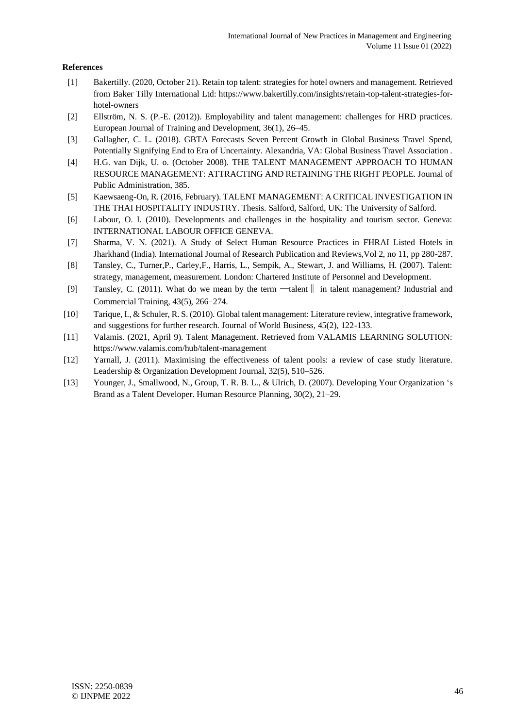**References**

[1] Bakertilly. (2020, October 21). Retain top talent: strategies for hotel owners and management. Retrieved from Baker Tilly International Ltd: https://www.bakertilly.com/insights/retain-top-talent-strategies-for-hotel-owners

[2] Ellström, N. S. (P.-E. (2012)). Employability and talent management: challenges for HRD practices. European Journal of Training and Development, 36(1), 26–45.

[3] Gallagher, C. L. (2018). GBTA Forecasts Seven Percent Growth in Global Business Travel Spend, Potentially Signifying End to Era of Uncertainty. Alexandria, VA: Global Business Travel Association .

[4] H.G. van Dijk, U. o. (October 2008). THE TALENT MANAGEMENT APPROACH TO HUMAN RESOURCE MANAGEMENT: ATTRACTING AND RETAINING THE RIGHT PEOPLE. Journal of Public Administration, 385.

[5] Kaewsaeng-On, R. (2016, February). TALENT MANAGEMENT: A CRITICAL INVESTIGATION IN THE THAI HOSPITALITY INDUSTRY. Thesis. Salford, Salford, UK: The University of Salford.

[6] Labour, O. I. (2010). Developments and challenges in the hospitality and tourism sector. Geneva: INTERNATIONAL LABOUR OFFICE GENEVA.

[7] Sharma, V. N. (2021). A Study of Select Human Resource Practices in FHRAI Listed Hotels in Jharkhand (India). International Journal of Research Publication and Reviews,Vol 2, no 11, pp 280-287.

[8] Tansley, C., Turner,P., Carley,F., Harris, L., Sempik, A., Stewart, J. and Williams, H. (2007). Talent: strategy, management, measurement. London: Chartered Institute of Personnel and Development.

[9] Tansley, C. (2011). What do we mean by the term —talent‖ in talent management? Industrial and Commercial Training, 43(5), 266‑274.

[10] Tarique, I., & Schuler, R. S. (2010). Global talent management: Literature review, integrative framework, and suggestions for further research. Journal of World Business, 45(2), 122-133.

[11] Valamis. (2021, April 9). Talent Management. Retrieved from VALAMIS LEARNING SOLUTION: https://www.valamis.com/hub/talent-management

[12] Yarnall, J. (2011). Maximising the effectiveness of talent pools: a review of case study literature. Leadership & Organization Development Journal, 32(5), 510–526.

[13] Younger, J., Smallwood, N., Group, T. R. B. L., & Ulrich, D. (2007). Developing Your Organization 's Brand as a Talent Developer. Human Resource Planning, 30(2), 21–29.